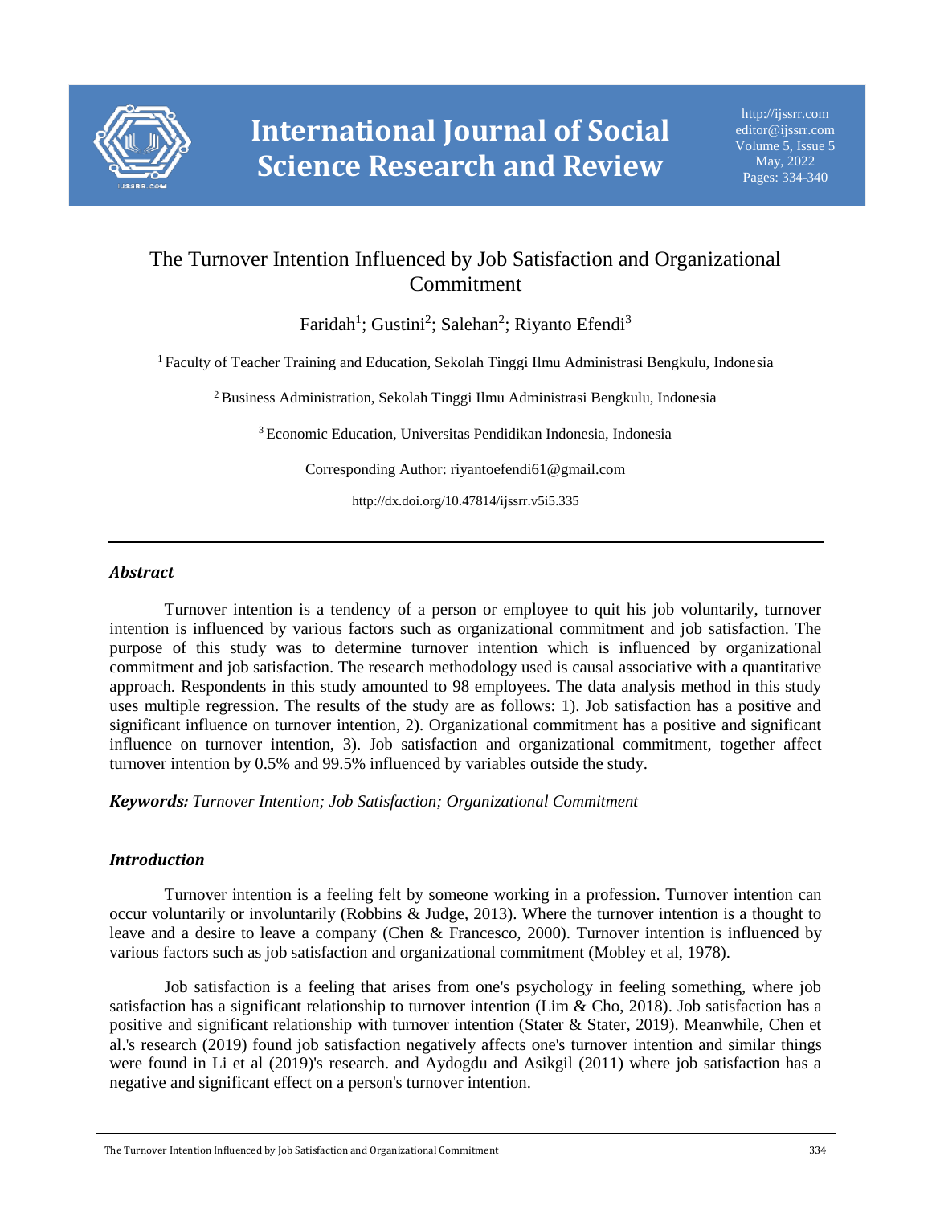# The Turnover Intention Influenced by Job Satisfaction and Organizational Commitment

Faridah[1]; Gustini[2]; Salehan[2]; Riyanto Efendi[3]

[1] Faculty of Teacher Training and Education, Sekolah Tinggi Ilmu Administrasi Bengkulu, Indonesia

[2] Business Administration, Sekolah Tinggi Ilmu Administrasi Bengkulu, Indonesia

[3] Economic Education, Universitas Pendidikan Indonesia, Indonesia

Corresponding Author: riyantoefendi61@gmail.com

http://dx.doi.org/10.47814/ijssrr.v5i5.335

---

## *Abstract*

Turnover intention is a tendency of a person or employee to quit his job voluntarily, turnover intention is influenced by various factors such as organizational commitment and job satisfaction. The purpose of this study was to determine turnover intention which is influenced by organizational commitment and job satisfaction. The research methodology used is causal associative with a quantitative approach. Respondents in this study amounted to 98 employees. The data analysis method in this study uses multiple regression. The results of the study are as follows: 1). Job satisfaction has a positive and significant influence on turnover intention, 2). Organizational commitment has a positive and significant influence on turnover intention, 3). Job satisfaction and organizational commitment, together affect turnover intention by 0.5% and 99.5% influenced by variables outside the study.

***Keywords:*** *Turnover Intention; Job Satisfaction; Organizational Commitment*

## *Introduction*

Turnover intention is a feeling felt by someone working in a profession. Turnover intention can occur voluntarily or involuntarily (Robbins & Judge, 2013). Where the turnover intention is a thought to leave and a desire to leave a company (Chen & Francesco, 2000). Turnover intention is influenced by various factors such as job satisfaction and organizational commitment (Mobley et al, 1978).

Job satisfaction is a feeling that arises from one's psychology in feeling something, where job satisfaction has a significant relationship to turnover intention (Lim & Cho, 2018). Job satisfaction has a positive and significant relationship with turnover intention (Stater & Stater, 2019). Meanwhile, Chen et al.'s research (2019) found job satisfaction negatively affects one's turnover intention and similar things were found in Li et al (2019)'s research. and Aydogdu and Asikgil (2011) where job satisfaction has a negative and significant effect on a person's turnover intention.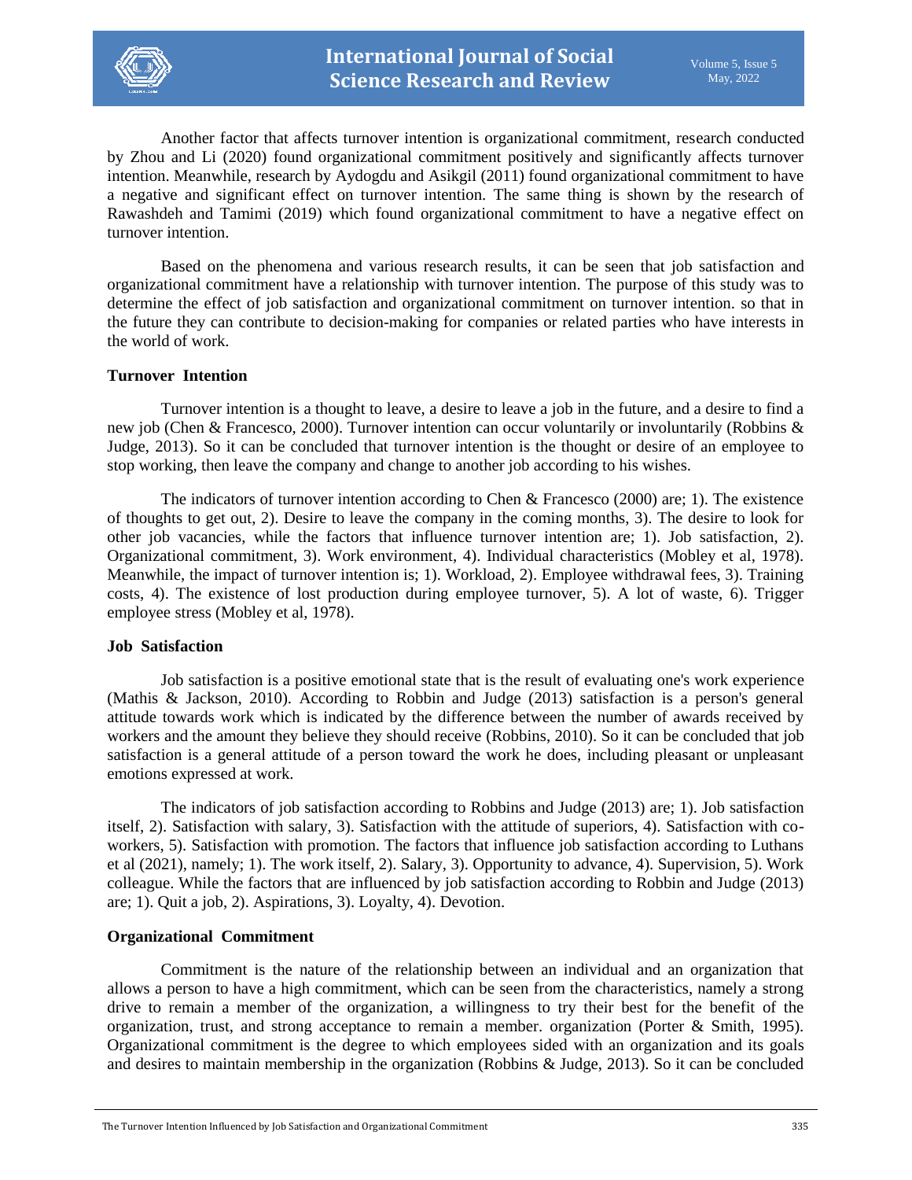Another factor that affects turnover intention is organizational commitment, research conducted by Zhou and Li (2020) found organizational commitment positively and significantly affects turnover intention. Meanwhile, research by Aydogdu and Asikgil (2011) found organizational commitment to have a negative and significant effect on turnover intention. The same thing is shown by the research of Rawashdeh and Tamimi (2019) which found organizational commitment to have a negative effect on turnover intention.

Based on the phenomena and various research results, it can be seen that job satisfaction and organizational commitment have a relationship with turnover intention. The purpose of this study was to determine the effect of job satisfaction and organizational commitment on turnover intention. so that in the future they can contribute to decision-making for companies or related parties who have interests in the world of work.

**Turnover Intention**

Turnover intention is a thought to leave, a desire to leave a job in the future, and a desire to find a new job (Chen & Francesco, 2000). Turnover intention can occur voluntarily or involuntarily (Robbins & Judge, 2013). So it can be concluded that turnover intention is the thought or desire of an employee to stop working, then leave the company and change to another job according to his wishes.

The indicators of turnover intention according to Chen & Francesco (2000) are; 1). The existence of thoughts to get out, 2). Desire to leave the company in the coming months, 3). The desire to look for other job vacancies, while the factors that influence turnover intention are; 1). Job satisfaction, 2). Organizational commitment, 3). Work environment, 4). Individual characteristics (Mobley et al, 1978). Meanwhile, the impact of turnover intention is; 1). Workload, 2). Employee withdrawal fees, 3). Training costs, 4). The existence of lost production during employee turnover, 5). A lot of waste, 6). Trigger employee stress (Mobley et al, 1978).

**Job Satisfaction**

Job satisfaction is a positive emotional state that is the result of evaluating one's work experience (Mathis & Jackson, 2010). According to Robbin and Judge (2013) satisfaction is a person's general attitude towards work which is indicated by the difference between the number of awards received by workers and the amount they believe they should receive (Robbins, 2010). So it can be concluded that job satisfaction is a general attitude of a person toward the work he does, including pleasant or unpleasant emotions expressed at work.

The indicators of job satisfaction according to Robbins and Judge (2013) are; 1). Job satisfaction itself, 2). Satisfaction with salary, 3). Satisfaction with the attitude of superiors, 4). Satisfaction with co-workers, 5). Satisfaction with promotion. The factors that influence job satisfaction according to Luthans et al (2021), namely; 1). The work itself, 2). Salary, 3). Opportunity to advance, 4). Supervision, 5). Work colleague. While the factors that are influenced by job satisfaction according to Robbin and Judge (2013) are; 1). Quit a job, 2). Aspirations, 3). Loyalty, 4). Devotion.

**Organizational Commitment**

Commitment is the nature of the relationship between an individual and an organization that allows a person to have a high commitment, which can be seen from the characteristics, namely a strong drive to remain a member of the organization, a willingness to try their best for the benefit of the organization, trust, and strong acceptance to remain a member. organization (Porter & Smith, 1995). Organizational commitment is the degree to which employees sided with an organization and its goals and desires to maintain membership in the organization (Robbins & Judge, 2013). So it can be concluded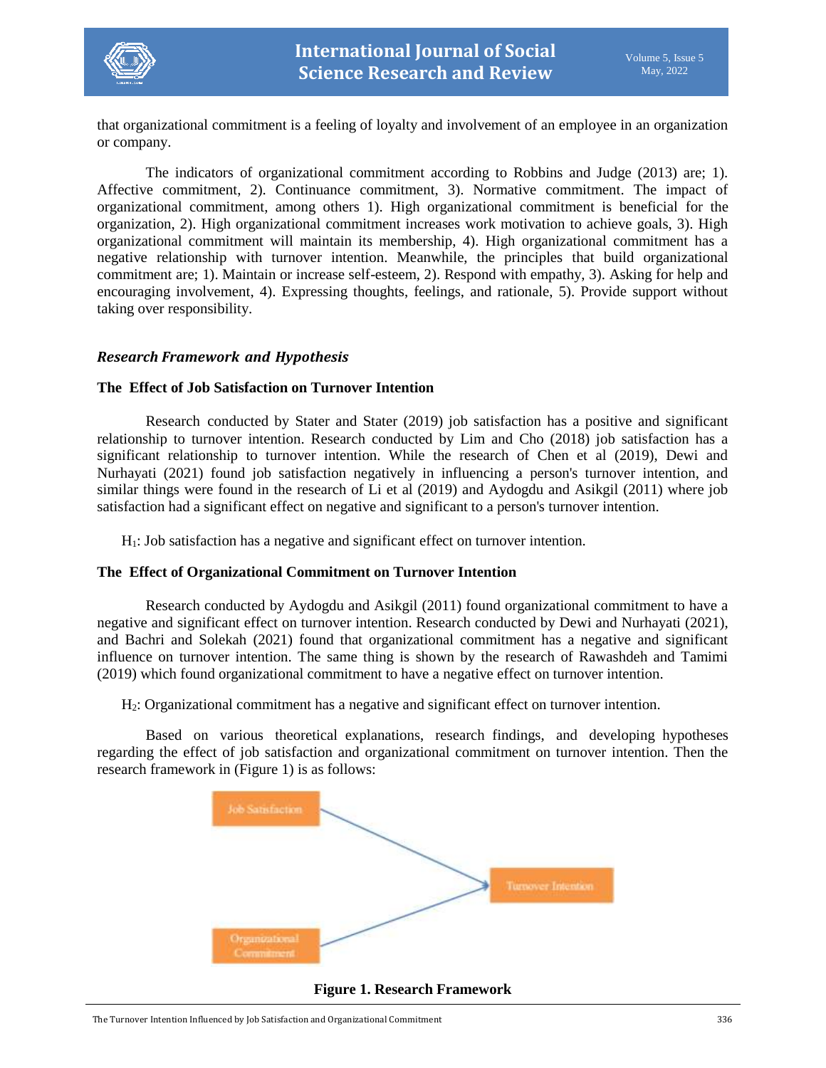that organizational commitment is a feeling of loyalty and involvement of an employee in an organization or company.

The indicators of organizational commitment according to Robbins and Judge (2013) are; 1). Affective commitment, 2). Continuance commitment, 3). Normative commitment. The impact of organizational commitment, among others 1). High organizational commitment is beneficial for the organization, 2). High organizational commitment increases work motivation to achieve goals, 3). High organizational commitment will maintain its membership, 4). High organizational commitment has a negative relationship with turnover intention. Meanwhile, the principles that build organizational commitment are; 1). Maintain or increase self-esteem, 2). Respond with empathy, 3). Asking for help and encouraging involvement, 4). Expressing thoughts, feelings, and rationale, 5). Provide support without taking over responsibility.

### *Research Framework and Hypothesis*

#### The Effect of Job Satisfaction on Turnover Intention

Research conducted by Stater and Stater (2019) job satisfaction has a positive and significant relationship to turnover intention. Research conducted by Lim and Cho (2018) job satisfaction has a significant relationship to turnover intention. While the research of Chen et al (2019), Dewi and Nurhayati (2021) found job satisfaction negatively in influencing a person's turnover intention, and similar things were found in the research of Li et al (2019) and Aydogdu and Asikgil (2011) where job satisfaction had a significant effect on negative and significant to a person's turnover intention.

$H_1$: Job satisfaction has a negative and significant effect on turnover intention.

#### The Effect of Organizational Commitment on Turnover Intention

Research conducted by Aydogdu and Asikgil (2011) found organizational commitment to have a negative and significant effect on turnover intention. Research conducted by Dewi and Nurhayati (2021), and Bachri and Solekah (2021) found that organizational commitment has a negative and significant influence on turnover intention. The same thing is shown by the research of Rawashdeh and Tamimi (2019) which found organizational commitment to have a negative effect on turnover intention.

$H_2$: Organizational commitment has a negative and significant effect on turnover intention.

Based on various theoretical explanations, research findings, and developing hypotheses regarding the effect of job satisfaction and organizational commitment on turnover intention. Then the research framework in (Figure 1) is as follows:

Job Satisfaction → Turnover Intention

Organizational Commitment → Turnover Intention

**Figure 1. Research Framework**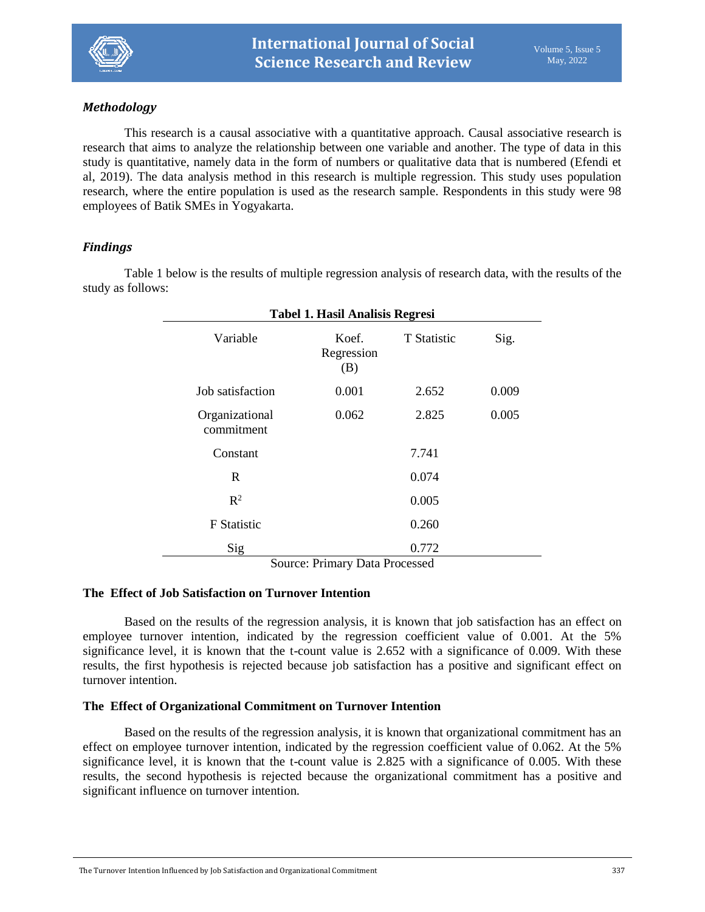## *Methodology*

This research is a causal associative with a quantitative approach. Causal associative research is research that aims to analyze the relationship between one variable and another. The type of data in this study is quantitative, namely data in the form of numbers or qualitative data that is numbered (Efendi et al, 2019). The data analysis method in this research is multiple regression. This study uses population research, where the entire population is used as the research sample. Respondents in this study were 98 employees of Batik SMEs in Yogyakarta.

## *Findings*

Table 1 below is the results of multiple regression analysis of research data, with the results of the study as follows:

**Tabel 1. Hasil Analisis Regresi**

| Variable | Koef. Regression (B) | T Statistic | Sig. |
|---|---|---|---|
| Job satisfaction | 0.001 | 2.652 | 0.009 |
| Organizational commitment | 0.062 | 2.825 | 0.005 |
| Constant | | 7.741 | |
| R | | 0.074 | |
| $R^2$ | | 0.005 | |
| F Statistic | | 0.260 | |
| Sig | | 0.772 | |

Source: Primary Data Processed

### The Effect of Job Satisfaction on Turnover Intention

Based on the results of the regression analysis, it is known that job satisfaction has an effect on employee turnover intention, indicated by the regression coefficient value of 0.001. At the 5% significance level, it is known that the t-count value is 2.652 with a significance of 0.009. With these results, the first hypothesis is rejected because job satisfaction has a positive and significant effect on turnover intention.

### The Effect of Organizational Commitment on Turnover Intention

Based on the results of the regression analysis, it is known that organizational commitment has an effect on employee turnover intention, indicated by the regression coefficient value of 0.062. At the 5% significance level, it is known that the t-count value is 2.825 with a significance of 0.005. With these results, the second hypothesis is rejected because the organizational commitment has a positive and significant influence on turnover intention.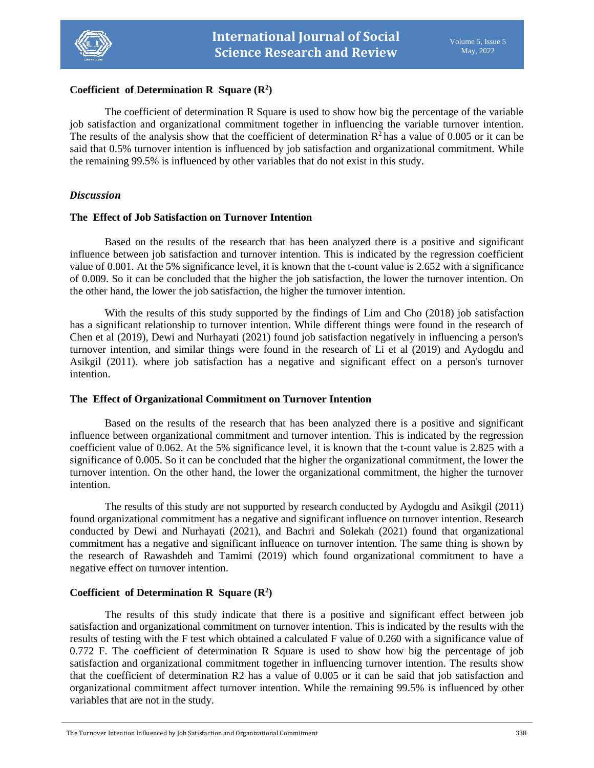### Coefficient of Determination R Square ($R^2$)

The coefficient of determination R Square is used to show how big the percentage of the variable job satisfaction and organizational commitment together in influencing the variable turnover intention. The results of the analysis show that the coefficient of determination $R^2$ has a value of 0.005 or it can be said that 0.5% turnover intention is influenced by job satisfaction and organizational commitment. While the remaining 99.5% is influenced by other variables that do not exist in this study.

## *Discussion*

### The Effect of Job Satisfaction on Turnover Intention

Based on the results of the research that has been analyzed there is a positive and significant influence between job satisfaction and turnover intention. This is indicated by the regression coefficient value of 0.001. At the 5% significance level, it is known that the t-count value is 2.652 with a significance of 0.009. So it can be concluded that the higher the job satisfaction, the lower the turnover intention. On the other hand, the lower the job satisfaction, the higher the turnover intention.

With the results of this study supported by the findings of Lim and Cho (2018) job satisfaction has a significant relationship to turnover intention. While different things were found in the research of Chen et al (2019), Dewi and Nurhayati (2021) found job satisfaction negatively in influencing a person's turnover intention, and similar things were found in the research of Li et al (2019) and Aydogdu and Asikgil (2011). where job satisfaction has a negative and significant effect on a person's turnover intention.

### The Effect of Organizational Commitment on Turnover Intention

Based on the results of the research that has been analyzed there is a positive and significant influence between organizational commitment and turnover intention. This is indicated by the regression coefficient value of 0.062. At the 5% significance level, it is known that the t-count value is 2.825 with a significance of 0.005. So it can be concluded that the higher the organizational commitment, the lower the turnover intention. On the other hand, the lower the organizational commitment, the higher the turnover intention.

The results of this study are not supported by research conducted by Aydogdu and Asikgil (2011) found organizational commitment has a negative and significant influence on turnover intention. Research conducted by Dewi and Nurhayati (2021), and Bachri and Solekah (2021) found that organizational commitment has a negative and significant influence on turnover intention. The same thing is shown by the research of Rawashdeh and Tamimi (2019) which found organizational commitment to have a negative effect on turnover intention.

### Coefficient of Determination R Square ($R^2$)

The results of this study indicate that there is a positive and significant effect between job satisfaction and organizational commitment on turnover intention. This is indicated by the results with the results of testing with the F test which obtained a calculated F value of 0.260 with a significance value of 0.772 F. The coefficient of determination R Square is used to show how big the percentage of job satisfaction and organizational commitment together in influencing turnover intention. The results show that the coefficient of determination R2 has a value of 0.005 or it can be said that job satisfaction and organizational commitment affect turnover intention. While the remaining 99.5% is influenced by other variables that are not in the study.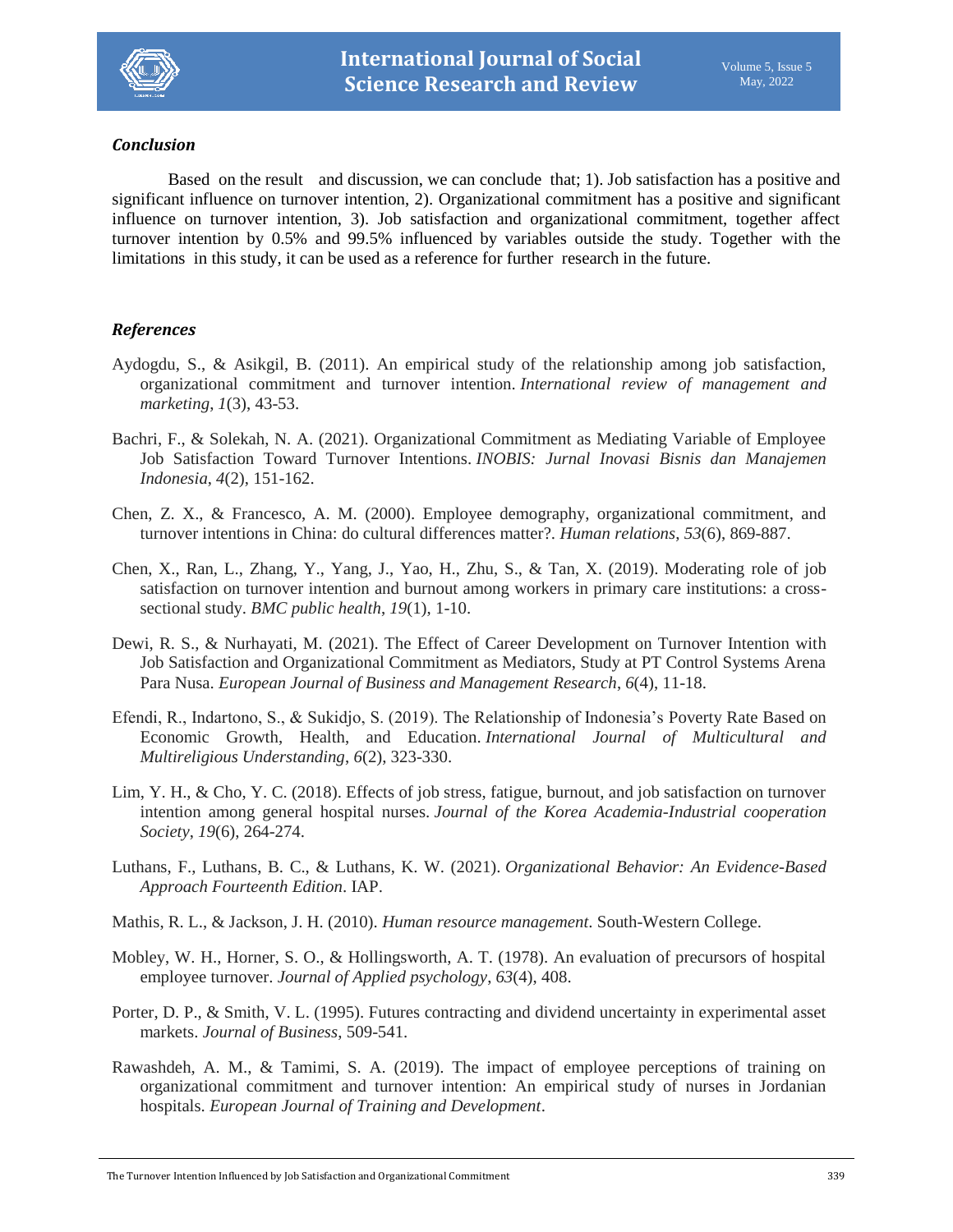### *Conclusion*

Based on the result and discussion, we can conclude that; 1). Job satisfaction has a positive and significant influence on turnover intention, 2). Organizational commitment has a positive and significant influence on turnover intention, 3). Job satisfaction and organizational commitment, together affect turnover intention by 0.5% and 99.5% influenced by variables outside the study. Together with the limitations in this study, it can be used as a reference for further research in the future.

### *References*

Aydogdu, S., & Asikgil, B. (2011). An empirical study of the relationship among job satisfaction, organizational commitment and turnover intention. *International review of management and marketing*, *1*(3), 43-53.

Bachri, F., & Solekah, N. A. (2021). Organizational Commitment as Mediating Variable of Employee Job Satisfaction Toward Turnover Intentions. *INOBIS: Jurnal Inovasi Bisnis dan Manajemen Indonesia*, *4*(2), 151-162.

Chen, Z. X., & Francesco, A. M. (2000). Employee demography, organizational commitment, and turnover intentions in China: do cultural differences matter?. *Human relations*, *53*(6), 869-887.

Chen, X., Ran, L., Zhang, Y., Yang, J., Yao, H., Zhu, S., & Tan, X. (2019). Moderating role of job satisfaction on turnover intention and burnout among workers in primary care institutions: a cross-sectional study. *BMC public health*, *19*(1), 1-10.

Dewi, R. S., & Nurhayati, M. (2021). The Effect of Career Development on Turnover Intention with Job Satisfaction and Organizational Commitment as Mediators, Study at PT Control Systems Arena Para Nusa. *European Journal of Business and Management Research*, *6*(4), 11-18.

Efendi, R., Indartono, S., & Sukidjo, S. (2019). The Relationship of Indonesia's Poverty Rate Based on Economic Growth, Health, and Education. *International Journal of Multicultural and Multireligious Understanding*, *6*(2), 323-330.

Lim, Y. H., & Cho, Y. C. (2018). Effects of job stress, fatigue, burnout, and job satisfaction on turnover intention among general hospital nurses. *Journal of the Korea Academia-Industrial cooperation Society*, *19*(6), 264-274.

Luthans, F., Luthans, B. C., & Luthans, K. W. (2021). *Organizational Behavior: An Evidence-Based Approach Fourteenth Edition*. IAP.

Mathis, R. L., & Jackson, J. H. (2010). *Human resource management*. South-Western College.

Mobley, W. H., Horner, S. O., & Hollingsworth, A. T. (1978). An evaluation of precursors of hospital employee turnover. *Journal of Applied psychology*, *63*(4), 408.

Porter, D. P., & Smith, V. L. (1995). Futures contracting and dividend uncertainty in experimental asset markets. *Journal of Business*, 509-541.

Rawashdeh, A. M., & Tamimi, S. A. (2019). The impact of employee perceptions of training on organizational commitment and turnover intention: An empirical study of nurses in Jordanian hospitals. *European Journal of Training and Development*.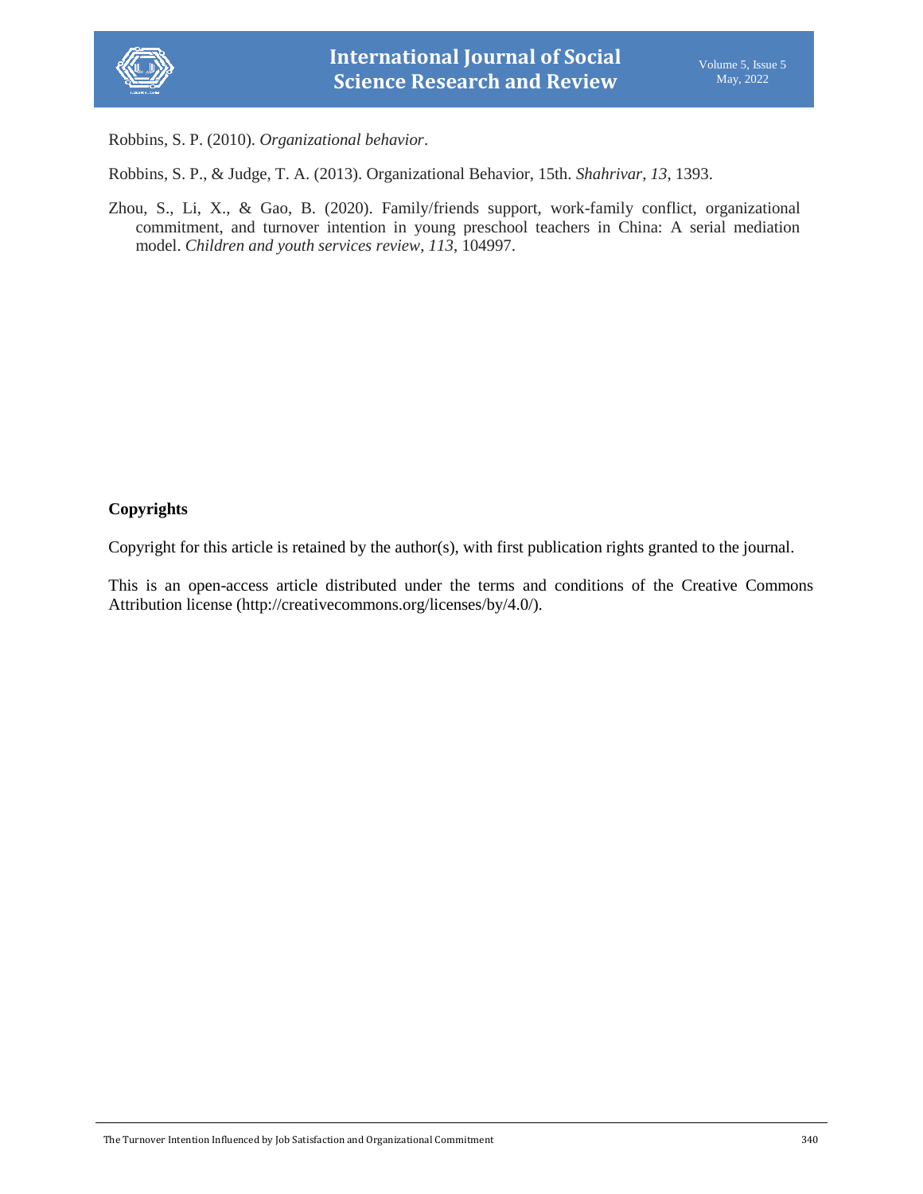Robbins, S. P. (2010). *Organizational behavior*.

Robbins, S. P., & Judge, T. A. (2013). Organizational Behavior, 15th. *Shahrivar*, *13*, 1393.

Zhou, S., Li, X., & Gao, B. (2020). Family/friends support, work-family conflict, organizational commitment, and turnover intention in young preschool teachers in China: A serial mediation model. *Children and youth services review*, *113*, 104997.

**Copyrights**

Copyright for this article is retained by the author(s), with first publication rights granted to the journal.

This is an open-access article distributed under the terms and conditions of the Creative Commons Attribution license (http://creativecommons.org/licenses/by/4.0/).